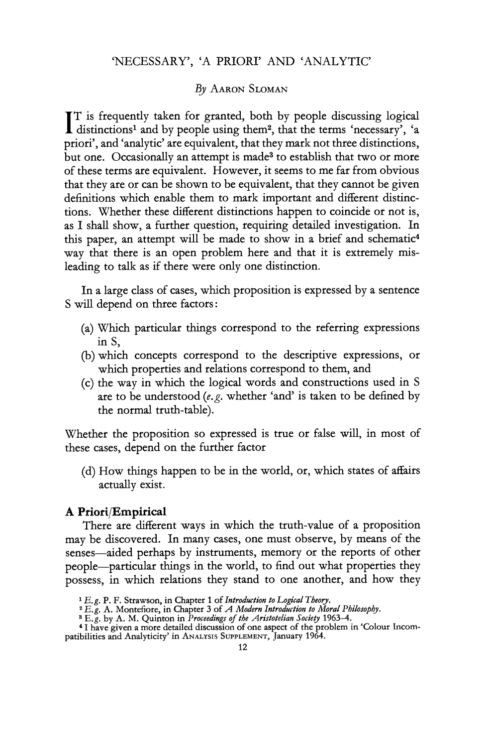# 'NECESSARY', 'A PRIORI' AND 'ANALYTIC'

*By* AARON SLOMAN

IT is frequently taken for granted, both by people discussing logical distinctions[1] and by people using them[2], that the terms 'necessary', 'a priori', and 'analytic' are equivalent, that they mark not three distinctions, but one. Occasionally an attempt is made[3] to establish that two or more of these terms are equivalent. However, it seems to me far from obvious that they are or can be shown to be equivalent, that they cannot be given definitions which enable them to mark important and different distinctions. Whether these different distinctions happen to coincide or not is, as I shall show, a further question, requiring detailed investigation. In this paper, an attempt will be made to show in a brief and schematic[4] way that there is an open problem here and that it is extremely misleading to talk as if there were only one distinction.

In a large class of cases, which proposition is expressed by a sentence S will depend on three factors:

(a) Which particular things correspond to the referring expressions in S,

(b) which concepts correspond to the descriptive expressions, or which properties and relations correspond to them, and

(c) the way in which the logical words and constructions used in S are to be understood (*e.g.* whether 'and' is taken to be defined by the normal truth-table).

Whether the proposition so expressed is true or false will, in most of these cases, depend on the further factor

(d) How things happen to be in the world, or, which states of affairs actually exist.

### A Priori/Empirical

There are different ways in which the truth-value of a proposition may be discovered. In many cases, one must observe, by means of the senses—aided perhaps by instruments, memory or the reports of other people—particular things in the world, to find out what properties they possess, in which relations they stand to one another, and how they

[1] *E.g.* P. F. Strawson, in Chapter 1 of *Introduction to Logical Theory*.

[2] *E.g.* A. Montefiore, in Chapter 3 of *A Modern Introduction to Moral Philosophy*.

[3] E.g. by A. M. Quinton in *Proceedings of the Aristotelian Society* 1963–4.

[4] I have given a more detailed discussion of one aspect of the problem in 'Colour Incompatibilities and Analyticity' in ANALYSIS SUPPLEMENT, January 1964.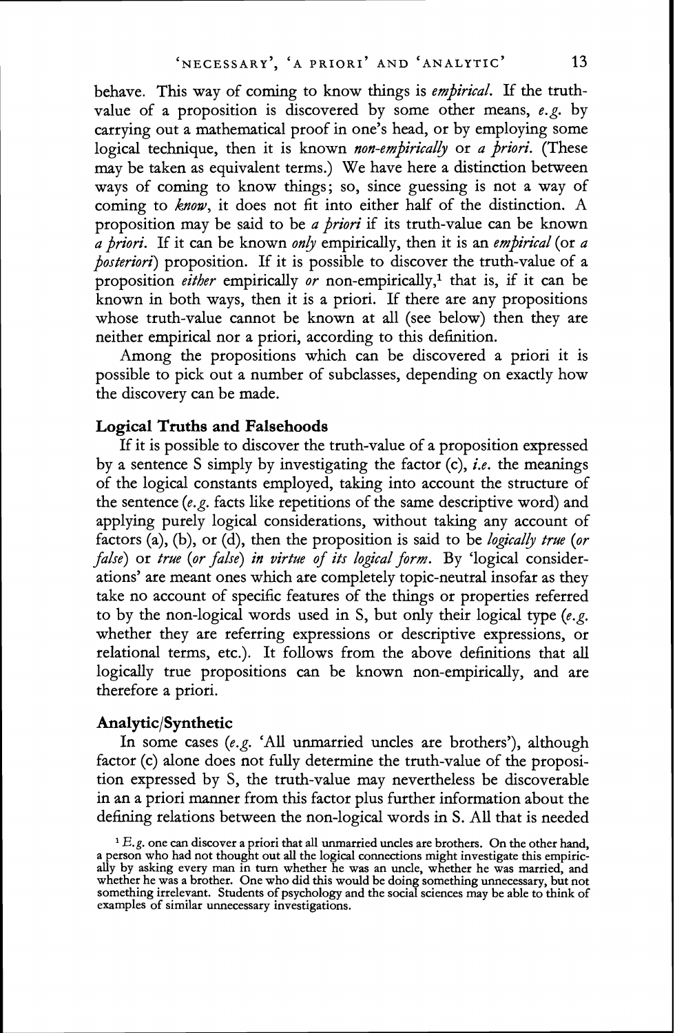behave. This way of coming to know things is *empirical*. If the truth-value of a proposition is discovered by some other means, *e.g.* by carrying out a mathematical proof in one's head, or by employing some logical technique, then it is known *non-empirically* or *a priori*. (These may be taken as equivalent terms.) We have here a distinction between ways of coming to know things; so, since guessing is not a way of coming to *know*, it does not fit into either half of the distinction. A proposition may be said to be *a priori* if its truth-value can be known *a priori*. If it can be known *only* empirically, then it is an *empirical* (or *a posteriori*) proposition. If it is possible to discover the truth-value of a proposition *either* empirically *or* non-empirically,[1] that is, if it can be known in both ways, then it is a priori. If there are any propositions whose truth-value cannot be known at all (see below) then they are neither empirical nor a priori, according to this definition.

Among the propositions which can be discovered a priori it is possible to pick out a number of subclasses, depending on exactly how the discovery can be made.

### Logical Truths and Falsehoods

If it is possible to discover the truth-value of a proposition expressed by a sentence S simply by investigating the factor (c), *i.e.* the meanings of the logical constants employed, taking into account the structure of the sentence (*e.g.* facts like repetitions of the same descriptive word) and applying purely logical considerations, without taking any account of factors (a), (b), or (d), then the proposition is said to be *logically true* (*or false*) or *true* (*or false*) *in virtue of its logical form*. By 'logical considerations' are meant ones which are completely topic-neutral insofar as they take no account of specific features of the things or properties referred to by the non-logical words used in S, but only their logical type (*e.g.* whether they are referring expressions or descriptive expressions, or relational terms, etc.). It follows from the above definitions that all logically true propositions can be known non-empirically, and are therefore a priori.

### Analytic/Synthetic

In some cases (*e.g.* 'All unmarried uncles are brothers'), although factor (c) alone does not fully determine the truth-value of the proposition expressed by S, the truth-value may nevertheless be discoverable in an a priori manner from this factor plus further information about the defining relations between the non-logical words in S. All that is needed

[1] *E.g.* one can discover a priori that all unmarried uncles are brothers. On the other hand, a person who had not thought out all the logical connections might investigate this empirically by asking every man in turn whether he was an uncle, whether he was married, and whether he was a brother. One who did this would be doing something unnecessary, but not something irrelevant. Students of psychology and the social sciences may be able to think of examples of similar unnecessary investigations.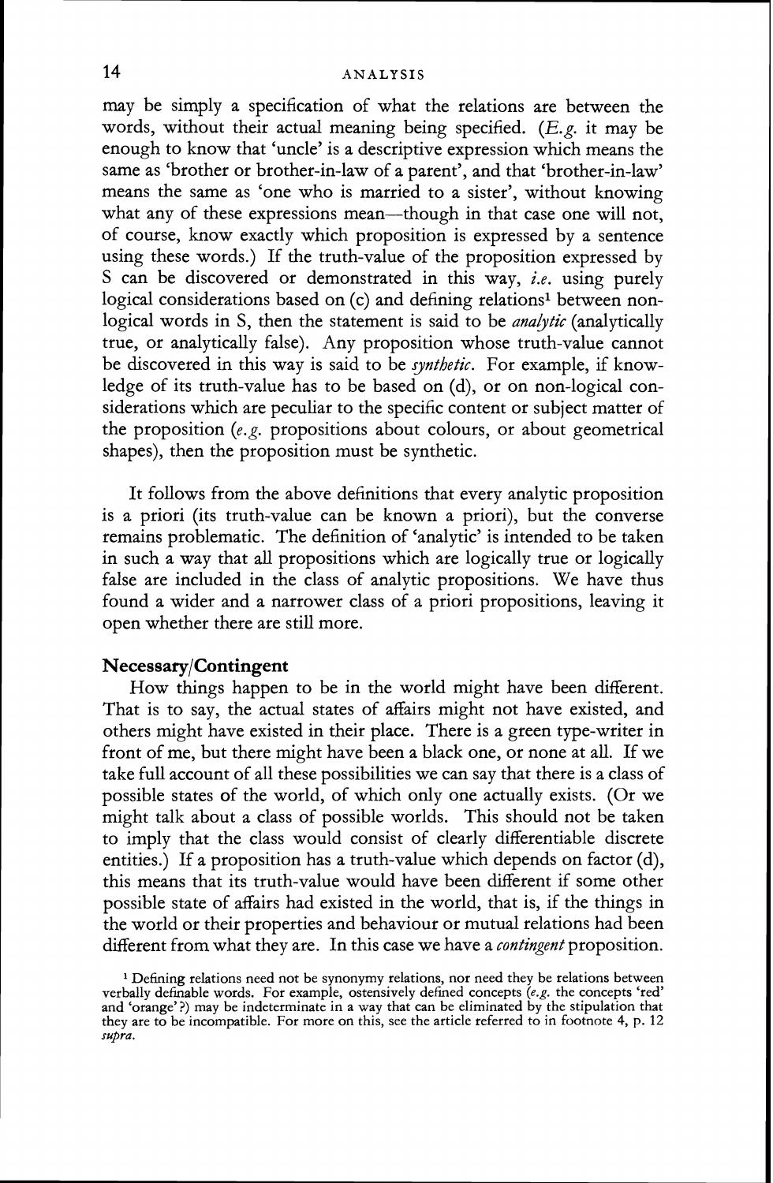may be simply a specification of what the relations are between the words, without their actual meaning being specified. (*E.g.* it may be enough to know that 'uncle' is a descriptive expression which means the same as 'brother or brother-in-law of a parent', and that 'brother-in-law' means the same as 'one who is married to a sister', without knowing what any of these expressions mean—though in that case one will not, of course, know exactly which proposition is expressed by a sentence using these words.) If the truth-value of the proposition expressed by S can be discovered or demonstrated in this way, *i.e.* using purely logical considerations based on (c) and defining relations[1] between non-logical words in S, then the statement is said to be *analytic* (analytically true, or analytically false). Any proposition whose truth-value cannot be discovered in this way is said to be *synthetic*. For example, if knowledge of its truth-value has to be based on (d), or on non-logical considerations which are peculiar to the specific content or subject matter of the proposition (*e.g.* propositions about colours, or about geometrical shapes), then the proposition must be synthetic.

It follows from the above definitions that every analytic proposition is a priori (its truth-value can be known a priori), but the converse remains problematic. The definition of 'analytic' is intended to be taken in such a way that all propositions which are logically true or logically false are included in the class of analytic propositions. We have thus found a wider and a narrower class of a priori propositions, leaving it open whether there are still more.

### Necessary/Contingent

How things happen to be in the world might have been different. That is to say, the actual states of affairs might not have existed, and others might have existed in their place. There is a green type-writer in front of me, but there might have been a black one, or none at all. If we take full account of all these possibilities we can say that there is a class of possible states of the world, of which only one actually exists. (Or we might talk about a class of possible worlds. This should not be taken to imply that the class would consist of clearly differentiable discrete entities.) If a proposition has a truth-value which depends on factor (d), this means that its truth-value would have been different if some other possible state of affairs had existed in the world, that is, if the things in the world or their properties and behaviour or mutual relations had been different from what they are. In this case we have a *contingent* proposition.

[1] Defining relations need not be synonymy relations, nor need they be relations between verbally definable words. For example, ostensively defined concepts (*e.g.* the concepts 'red' and 'orange'?) may be indeterminate in a way that can be eliminated by the stipulation that they are to be incompatible. For more on this, see the article referred to in footnote 4, p. 12 *supra*.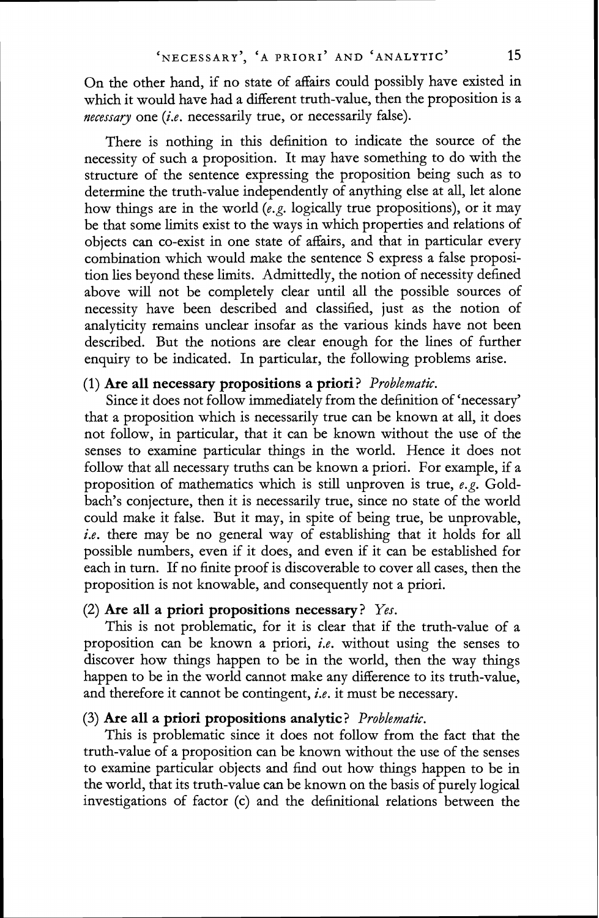On the other hand, if no state of affairs could possibly have existed in which it would have had a different truth-value, then the proposition is a *necessary* one (*i.e.* necessarily true, or necessarily false).

There is nothing in this definition to indicate the source of the necessity of such a proposition. It may have something to do with the structure of the sentence expressing the proposition being such as to determine the truth-value independently of anything else at all, let alone how things are in the world (*e.g.* logically true propositions), or it may be that some limits exist to the ways in which properties and relations of objects can co-exist in one state of affairs, and that in particular every combination which would make the sentence S express a false proposition lies beyond these limits. Admittedly, the notion of necessity defined above will not be completely clear until all the possible sources of necessity have been described and classified, just as the notion of analyticity remains unclear insofar as the various kinds have not been described. But the notions are clear enough for the lines of further enquiry to be indicated. In particular, the following problems arise.

(1) **Are all necessary propositions a priori**? *Problematic.*

Since it does not follow immediately from the definition of 'necessary' that a proposition which is necessarily true can be known at all, it does not follow, in particular, that it can be known without the use of the senses to examine particular things in the world. Hence it does not follow that all necessary truths can be known a priori. For example, if a proposition of mathematics which is still unproven is true, *e.g.* Goldbach's conjecture, then it is necessarily true, since no state of the world could make it false. But it may, in spite of being true, be unprovable, *i.e.* there may be no general way of establishing that it holds for all possible numbers, even if it does, and even if it can be established for each in turn. If no finite proof is discoverable to cover all cases, then the proposition is not knowable, and consequently not a priori.

(2) **Are all a priori propositions necessary**? *Yes.*

This is not problematic, for it is clear that if the truth-value of a proposition can be known a priori, *i.e.* without using the senses to discover how things happen to be in the world, then the way things happen to be in the world cannot make any difference to its truth-value, and therefore it cannot be contingent, *i.e.* it must be necessary.

(3) **Are all a priori propositions analytic**? *Problematic.*

This is problematic since it does not follow from the fact that the truth-value of a proposition can be known without the use of the senses to examine particular objects and find out how things happen to be in the world, that its truth-value can be known on the basis of purely logical investigations of factor (c) and the definitional relations between the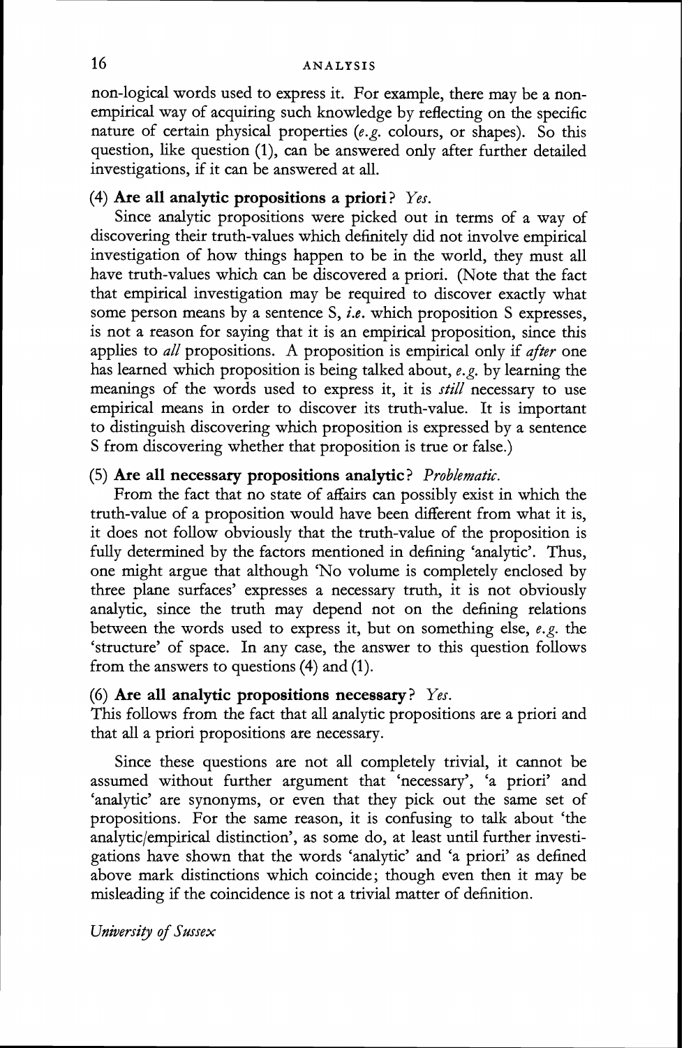non-logical words used to express it. For example, there may be a non-empirical way of acquiring such knowledge by reflecting on the specific nature of certain physical properties (*e.g.* colours, or shapes). So this question, like question (1), can be answered only after further detailed investigations, if it can be answered at all.

(4) **Are all analytic propositions a priori**? *Yes.*

Since analytic propositions were picked out in terms of a way of discovering their truth-values which definitely did not involve empirical investigation of how things happen to be in the world, they must all have truth-values which can be discovered a priori. (Note that the fact that empirical investigation may be required to discover exactly what some person means by a sentence S, *i.e.* which proposition S expresses, is not a reason for saying that it is an empirical proposition, since this applies to *all* propositions. A proposition is empirical only if *after* one has learned which proposition is being talked about, *e.g.* by learning the meanings of the words used to express it, it is *still* necessary to use empirical means in order to discover its truth-value. It is important to distinguish discovering which proposition is expressed by a sentence S from discovering whether that proposition is true or false.)

(5) **Are all necessary propositions analytic**? *Problematic.*

From the fact that no state of affairs can possibly exist in which the truth-value of a proposition would have been different from what it is, it does not follow obviously that the truth-value of the proposition is fully determined by the factors mentioned in defining 'analytic'. Thus, one might argue that although 'No volume is completely enclosed by three plane surfaces' expresses a necessary truth, it is not obviously analytic, since the truth may depend not on the defining relations between the words used to express it, but on something else, *e.g.* the 'structure' of space. In any case, the answer to this question follows from the answers to questions (4) and (1).

(6) **Are all analytic propositions necessary**? *Yes.*

This follows from the fact that all analytic propositions are a priori and that all a priori propositions are necessary.

Since these questions are not all completely trivial, it cannot be assumed without further argument that 'necessary', 'a priori' and 'analytic' are synonyms, or even that they pick out the same set of propositions. For the same reason, it is confusing to talk about 'the analytic/empirical distinction', as some do, at least until further investigations have shown that the words 'analytic' and 'a priori' as defined above mark distinctions which coincide; though even then it may be misleading if the coincidence is not a trivial matter of definition.

*University of Sussex*